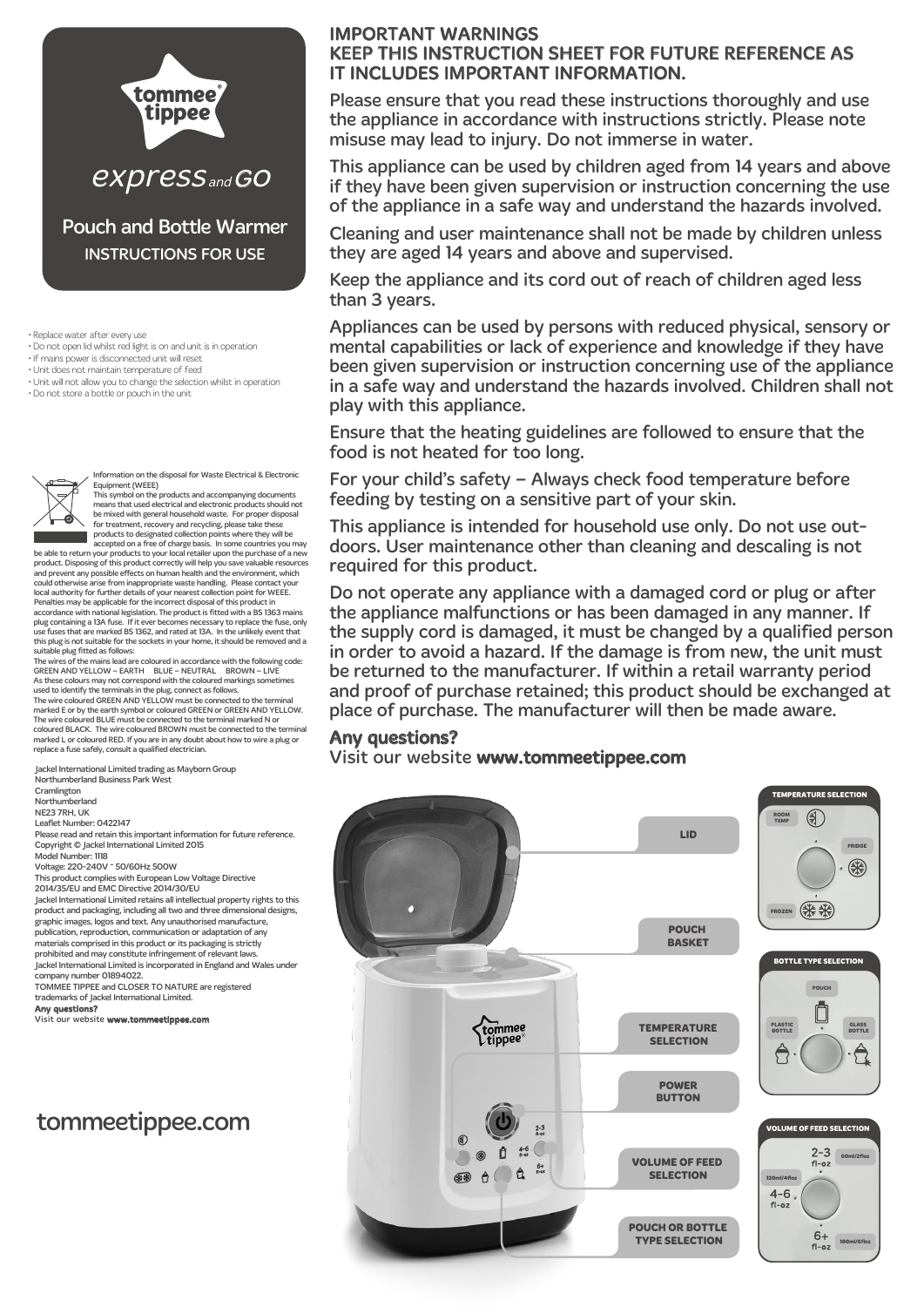# tommee tippee

## express and GO

## Pouch and Bottle Warmer

INSTRUCTIONS FOR USE

- Replace water after every use
- Do not open lid whilst red light is on and unit is in operation
- If mains power is disconnected unit will reset
- Unit does not maintain temperature of feed
- Unit will not allow you to change the selection whilst in operation
- Do not store a bottle or pouch in the unit

Information on the disposal for Waste Electrical & Electronic Equipment (WEEE)
This symbol on the products and accompanying documents means that used electrical and electronic products should not be mixed with general household waste. For proper disposal for treatment, recovery and recycling, please take these products to designated collection points where they will be accepted on a free of charge basis. In some countries you may be able to return your products to your local retailer upon the purchase of a new product. Disposing of this product correctly will help you save valuable resources and prevent any possible effects on human health and the environment, which could otherwise arise from inappropriate waste handling. Please contact your local authority for further details of your nearest collection point for WEEE. Penalties may be applicable for the incorrect disposal of this product in accordance with national legislation. The product is fitted with a BS 1363 mains plug containing a 13A fuse. If it ever becomes necessary to replace the fuse, only use fuses that are marked BS 1362, and rated at 13A. In the unlikely event that this plug is not suitable for the sockets in your home, it should be removed and a suitable plug fitted as follows:
The wires of the mains lead are coloured in accordance with the following code:
GREEN AND YELLOW – EARTH BLUE – NEUTRAL BROWN – LIVE
As these colours may not correspond with the coloured markings sometimes used to identify the terminals in the plug, connect as follows.
The wire coloured GREEN AND YELLOW must be connected to the terminal marked E or by the earth symbol or coloured GREEN or GREEN AND YELLOW.
The wire coloured BLUE must be connected to the terminal marked N or coloured BLACK. The wire coloured BROWN must be connected to the terminal marked L or coloured RED. If you are in any doubt about how to wire a plug or replace a fuse safely, consult a qualified electrician.

Jackel International Limited trading as Mayborn Group
Northumberland Business Park West
Cramlington
Northumberland
NE23 7RH, UK
Leaflet Number: 0422147
Please read and retain this important information for future reference.
Copyright © Jackel International Limited 2015
Model Number: 1118
Voltage: 220-240V ~ 50/60Hz 500W
This product complies with European Low Voltage Directive 2014/35/EU and EMC Directive 2014/30/EU
Jackel International Limited retains all intellectual property rights to this product and packaging, including all two and three dimensional designs, graphic images, logos and text. Any unauthorised manufacture, publication, reproduction, communication or adaptation of any materials comprised in this product or its packaging is strictly prohibited and may constitute infringement of relevant laws.
Jackel International Limited is incorporated in England and Wales under company number 01894022.
TOMMEE TIPPEE and CLOSER TO NATURE are registered trademarks of Jackel International Limited.

**Any questions?**
Visit our website **www.tommeetippee.com**

tommeetippee.com

## IMPORTANT WARNINGS
## KEEP THIS INSTRUCTION SHEET FOR FUTURE REFERENCE AS IT INCLUDES IMPORTANT INFORMATION.

Please ensure that you read these instructions thoroughly and use the appliance in accordance with instructions strictly. Please note misuse may lead to injury. Do not immerse in water.

This appliance can be used by children aged from 14 years and above if they have been given supervision or instruction concerning the use of the appliance in a safe way and understand the hazards involved.

Cleaning and user maintenance shall not be made by children unless they are aged 14 years and above and supervised.

Keep the appliance and its cord out of reach of children aged less than 3 years.

Appliances can be used by persons with reduced physical, sensory or mental capabilities or lack of experience and knowledge if they have been given supervision or instruction concerning use of the appliance in a safe way and understand the hazards involved. Children shall not play with this appliance.

Ensure that the heating guidelines are followed to ensure that the food is not heated for too long.

For your child's safety – Always check food temperature before feeding by testing on a sensitive part of your skin.

This appliance is intended for household use only. Do not use outdoors. User maintenance other than cleaning and descaling is not required for this product.

Do not operate any appliance with a damaged cord or plug or after the appliance malfunctions or has been damaged in any manner. If the supply cord is damaged, it must be changed by a qualified person in order to avoid a hazard. If the damage is from new, the unit must be returned to the manufacturer. If within a retail warranty period and proof of purchase retained; this product should be exchanged at place of purchase. The manufacturer will then be made aware.

**Any questions?**
Visit our website **www.tommeetippee.com**

LID

POUCH BASKET

TEMPERATURE SELECTION

POWER BUTTON

VOLUME OF FEED SELECTION

POUCH OR BOTTLE TYPE SELECTION

**TEMPERATURE SELECTION**
ROOM TEMP
FRIDGE
FROZEN

**BOTTLE TYPE SELECTION**
POUCH
PLASTIC BOTTLE
GLASS BOTTLE

**VOLUME OF FEED SELECTION**
2-3 fl-oz — 60ml/2floz
4-6 fl-oz — 120ml/4floz
6+ fl-oz — 180ml/6floz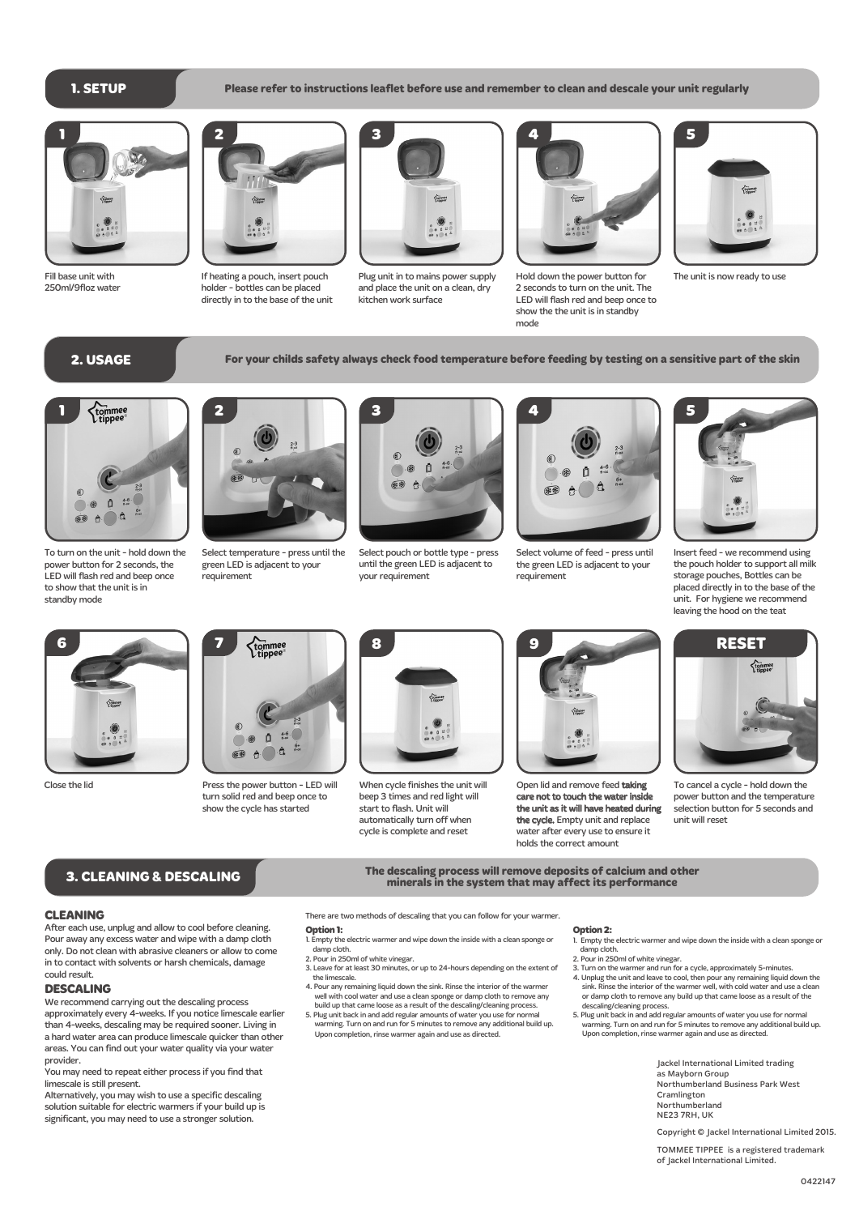## 1. SETUP

**Please refer to instructions leaflet before use and remember to clean and descale your unit regularly**

1. Fill base unit with 250ml/9floz water
2. If heating a pouch, insert pouch holder - bottles can be placed directly in to the base of the unit
3. Plug unit in to mains power supply and place the unit on a clean, dry kitchen work surface
4. Hold down the power button for 2 seconds to turn on the unit. The LED will flash red and beep once to show the the unit is in standby mode
5. The unit is now ready to use

## 2. USAGE

**For your childs safety always check food temperature before feeding by testing on a sensitive part of the skin**

1. To turn on the unit - hold down the power button for 2 seconds, the LED will flash red and beep once to show that the unit is in standby mode
2. Select temperature - press until the green LED is adjacent to your requirement
3. Select pouch or bottle type - press until the green LED is adjacent to your requirement
4. Select volume of feed - press until the green LED is adjacent to your requirement
5. Insert feed - we recommend using the pouch holder to support all milk storage pouches, Bottles can be placed directly in to the base of the unit. For hygiene we recommend leaving the hood on the teat
6. Close the lid
7. Press the power button - LED will turn solid red and beep once to show the cycle has started
8. When cycle finishes the unit will beep 3 times and red light will start to flash. Unit will automatically turn off when cycle is complete and reset
9. Open lid and remove feed **taking care not to touch the water inside the unit as it will have heated during the cycle.** Empty unit and replace water after every use to ensure it holds the correct amount

**RESET**

To cancel a cycle - hold down the power button and the temperature selection button for 5 seconds and unit will reset

## 3. CLEANING & DESCALING

**The descaling process will remove deposits of calcium and other minerals in the system that may affect its performance**

### CLEANING

After each use, unplug and allow to cool before cleaning. Pour away any excess water and wipe with a damp cloth only. Do not clean with abrasive cleaners or allow to come in to contact with solvents or harsh chemicals, damage could result.

### DESCALING

We recommend carrying out the descaling process approximately every 4-weeks. If you notice limescale earlier than 4-weeks, descaling may be required sooner. Living in a hard water area can produce limescale quicker than other areas. You can find out your water quality via your water provider.

You may need to repeat either process if you find that limescale is still present.

Alternatively, you may wish to use a specific descaling solution suitable for electric warmers if your build up is significant, you may need to use a stronger solution.

There are two methods of descaling that you can follow for your warmer.

**Option 1:**

1. Empty the electric warmer and wipe down the inside with a clean sponge or damp cloth.
2. Pour in 250ml of white vinegar.
3. Leave for at least 30 minutes, or up to 24-hours depending on the extent of the limescale.
4. Pour any remaining liquid down the sink. Rinse the interior of the warmer well with cool water and use a clean sponge or damp cloth to remove any build up that came loose as a result of the descaling/cleaning process.
5. Plug unit back in and add regular amounts of water you use for normal warming. Turn on and run for 5 minutes to remove any additional build up. Upon completion, rinse warmer again and use as directed.

**Option 2:**

1. Empty the electric warmer and wipe down the inside with a clean sponge or damp cloth.
2. Pour in 250ml of white vinegar.
3. Turn on the warmer and run for a cycle, approximately 5-minutes.
4. Unplug the unit and leave to cool, then pour any remaining liquid down the sink. Rinse the interior of the warmer well, with cold water and use a clean or damp cloth to remove any build up that came loose as a result of the descaling/cleaning process.
5. Plug unit back in and add regular amounts of water you use for normal warming. Turn on and run for 5 minutes to remove any additional build up. Upon completion, rinse warmer again and use as directed.

Jackel International Limited trading as Mayborn Group
Northumberland Business Park West
Cramlington
Northumberland
NE23 7RH, UK

Copyright © Jackel International Limited 2015.

TOMMEE TIPPEE is a registered trademark of Jackel International Limited.

0422147